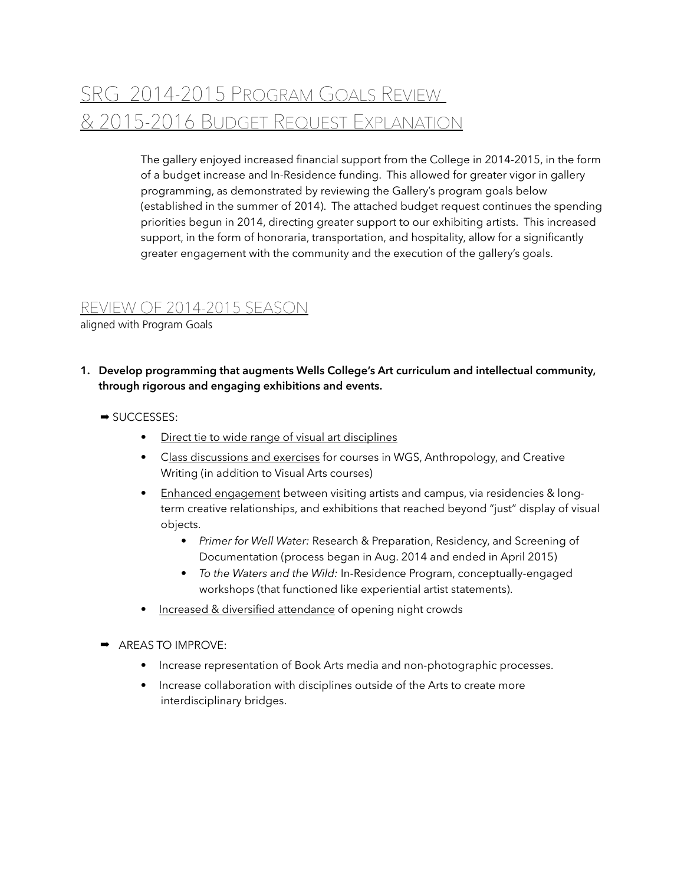# SRG 2014-2015 Program Goals Review & 2015-2016 Budget Request Explanation

The gallery enjoyed increased financial support from the College in 2014-2015, in the form of a budget increase and In-Residence funding. This allowed for greater vigor in gallery programming, as demonstrated by reviewing the Gallery's program goals below (established in the summer of 2014). The attached budget request continues the spending priorities begun in 2014, directing greater support to our exhibiting artists. This increased support, in the form of honoraria, transportation, and hospitality, allow for a significantly greater engagement with the community and the execution of the gallery's goals.

## Review of 2014-2015 Season

aligned with Program Goals

1. **Develop programming that augments Wells College's Art curriculum and intellectual community, through rigorous and engaging exhibitions and events.**

➡ SUCCESSES:

- Direct tie to wide range of visual art disciplines
- Class discussions and exercises for courses in WGS, Anthropology, and Creative Writing (in addition to Visual Arts courses)
- Enhanced engagement between visiting artists and campus, via residencies & long-term creative relationships, and exhibitions that reached beyond "just" display of visual objects.
    - *Primer for Well Water:* Research & Preparation, Residency, and Screening of Documentation (process began in Aug. 2014 and ended in April 2015)
    - *To the Waters and the Wild:* In-Residence Program, conceptually-engaged workshops (that functioned like experiential artist statements).
- Increased & diversified attendance of opening night crowds

➡ AREAS TO IMPROVE:

- Increase representation of Book Arts media and non-photographic processes.
- Increase collaboration with disciplines outside of the Arts to create more interdisciplinary bridges.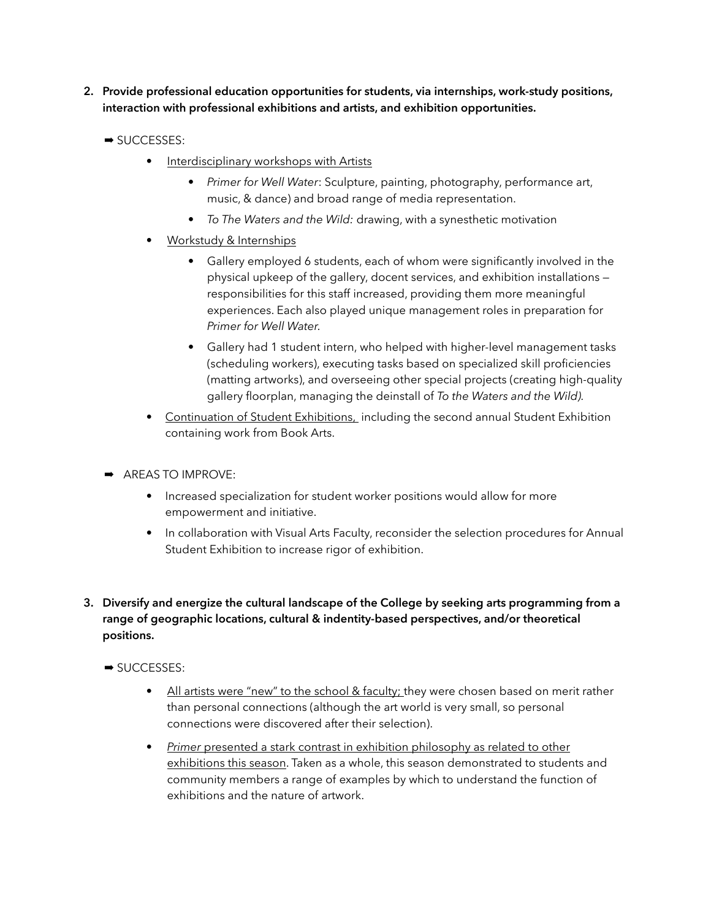2. **Provide professional education opportunities for students, via internships, work-study positions, interaction with professional exhibitions and artists, and exhibition opportunities.**

➡ SUCCESSES:

- Interdisciplinary workshops with Artists
  - *Primer for Well Water*: Sculpture, painting, photography, performance art, music, & dance) and broad range of media representation.
  - *To The Waters and the Wild:* drawing, with a synesthetic motivation
- Workstudy & Internships
  - Gallery employed 6 students, each of whom were significantly involved in the physical upkeep of the gallery, docent services, and exhibition installations — responsibilities for this staff increased, providing them more meaningful experiences. Each also played unique management roles in preparation for *Primer for Well Water*.
  - Gallery had 1 student intern, who helped with higher-level management tasks (scheduling workers), executing tasks based on specialized skill proficiencies (matting artworks), and overseeing other special projects (creating high-quality gallery floorplan, managing the deinstall of *To the Waters and the Wild)*.
- Continuation of Student Exhibitions, including the second annual Student Exhibition containing work from Book Arts.

➡ AREAS TO IMPROVE:

- Increased specialization for student worker positions would allow for more empowerment and initiative.
- In collaboration with Visual Arts Faculty, reconsider the selection procedures for Annual Student Exhibition to increase rigor of exhibition.

3. **Diversify and energize the cultural landscape of the College by seeking arts programming from a range of geographic locations, cultural & indentity-based perspectives, and/or theoretical positions.**

➡ SUCCESSES:

- All artists were "new" to the school & faculty; they were chosen based on merit rather than personal connections (although the art world is very small, so personal connections were discovered after their selection).
- *Primer* presented a stark contrast in exhibition philosophy as related to other exhibitions this season. Taken as a whole, this season demonstrated to students and community members a range of examples by which to understand the function of exhibitions and the nature of artwork.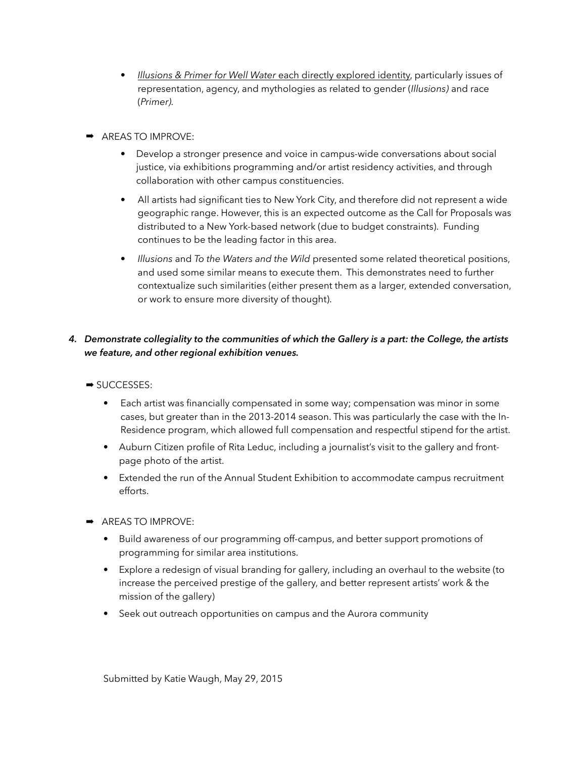- *Illusions & Primer for Well Water* each directly explored identity, particularly issues of representation, agency, and mythologies as related to gender (*Illusions)* and race (*Primer).*

➡ AREAS TO IMPROVE:

- Develop a stronger presence and voice in campus-wide conversations about social justice, via exhibitions programming and/or artist residency activities, and through collaboration with other campus constituencies.
- All artists had significant ties to New York City, and therefore did not represent a wide geographic range. However, this is an expected outcome as the Call for Proposals was distributed to a New York-based network (due to budget constraints). Funding continues to be the leading factor in this area.
- *Illusions* and *To the Waters and the Wild* presented some related theoretical positions, and used some similar means to execute them. This demonstrates need to further contextualize such similarities (either present them as a larger, extended conversation, or work to ensure more diversity of thought).

***4. Demonstrate collegiality to the communities of which the Gallery is a part: the College, the artists we feature, and other regional exhibition venues.***

➡ SUCCESSES:

- Each artist was financially compensated in some way; compensation was minor in some cases, but greater than in the 2013-2014 season. This was particularly the case with the In-Residence program, which allowed full compensation and respectful stipend for the artist.
- Auburn Citizen profile of Rita Leduc, including a journalist's visit to the gallery and front-page photo of the artist.
- Extended the run of the Annual Student Exhibition to accommodate campus recruitment efforts.

➡ AREAS TO IMPROVE:

- Build awareness of our programming off-campus, and better support promotions of programming for similar area institutions.
- Explore a redesign of visual branding for gallery, including an overhaul to the website (to increase the perceived prestige of the gallery, and better represent artists' work & the mission of the gallery)
- Seek out outreach opportunities on campus and the Aurora community

Submitted by Katie Waugh, May 29, 2015